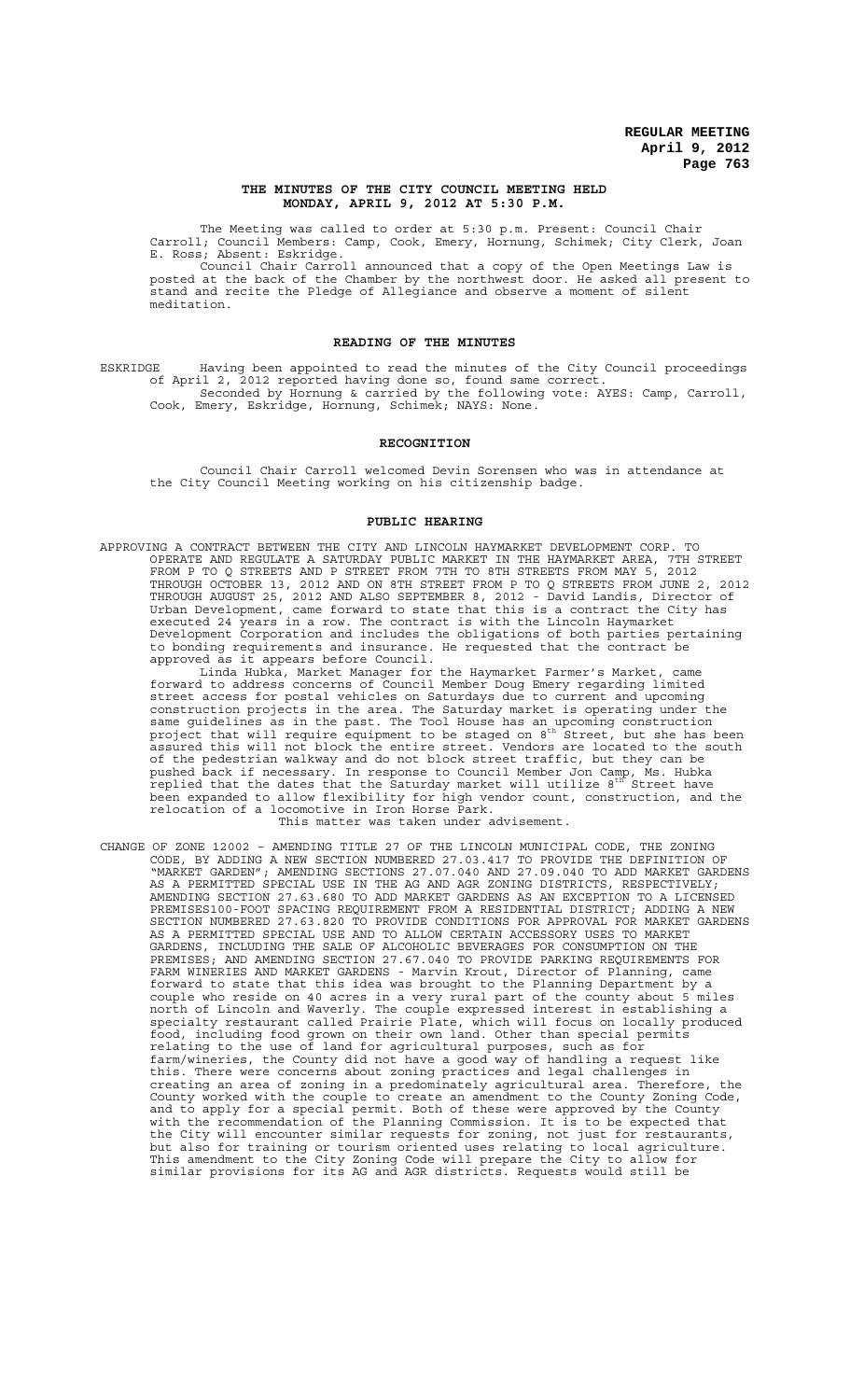# THE MINUTES OF THE CITY COUNCIL MEETING HELD MONDAY, APRIL 9, 2012 AT 5:30 P.M.

The Meeting was called to order at 5:30 p.m. Present: Council Chair Carroll; Council Members: Camp, Cook, Emery, Hornung, Schimek; City Clerk, Joan E. Ross; Absent: Eskridge.

Council Chair Carroll announced that a copy of the Open Meetings Law is posted at the back of the Chamber by the northwest door. He asked all present to stand and recite the Pledge of Allegiance and observe a moment of silent meditation.

## READING OF THE MINUTES

ESKRIDGE Having been appointed to read the minutes of the City Council proceedings of April 2, 2012 reported having done so, found same correct.

Seconded by Hornung & carried by the following vote: AYES: Camp, Carroll, Cook, Emery, Eskridge, Hornung, Schimek; NAYS: None.

## RECOGNITION

Council Chair Carroll welcomed Devin Sorensen who was in attendance at the City Council Meeting working on his citizenship badge.

## PUBLIC HEARING

APPROVING A CONTRACT BETWEEN THE CITY AND LINCOLN HAYMARKET DEVELOPMENT CORP. TO OPERATE AND REGULATE A SATURDAY PUBLIC MARKET IN THE HAYMARKET AREA, 7TH STREET FROM P TO Q STREETS AND P STREET FROM 7TH TO 8TH STREETS FROM MAY 5, 2012 THROUGH OCTOBER 13, 2012 AND ON 8TH STREET FROM P TO Q STREETS FROM JUNE 2, 2012 THROUGH AUGUST 25, 2012 AND ALSO SEPTEMBER 8, 2012 - David Landis, Director of Urban Development, came forward to state that this is a contract the City has executed 24 years in a row. The contract is with the Lincoln Haymarket Development Corporation and includes the obligations of both parties pertaining to bonding requirements and insurance. He requested that the contract be approved as it appears before Council.

Linda Hubka, Market Manager for the Haymarket Farmer's Market, came forward to address concerns of Council Member Doug Emery regarding limited street access for postal vehicles on Saturdays due to current and upcoming construction projects in the area. The Saturday market is operating under the same guidelines as in the past. The Tool House has an upcoming construction project that will require equipment to be staged on 8th Street, but she has been assured this will not block the entire street. Vendors are located to the south of the pedestrian walkway and do not block street traffic, but they can be pushed back if necessary. In response to Council Member Jon Camp, Ms. Hubka replied that the dates that the Saturday market will utilize 8th Street have been expanded to allow flexibility for high vendor count, construction, and the relocation of a locomotive in Iron Horse Park.

This matter was taken under advisement.

CHANGE OF ZONE 12002 – AMENDING TITLE 27 OF THE LINCOLN MUNICIPAL CODE, THE ZONING CODE, BY ADDING A NEW SECTION NUMBERED 27.03.417 TO PROVIDE THE DEFINITION OF "MARKET GARDEN"; AMENDING SECTIONS 27.07.040 AND 27.09.040 TO ADD MARKET GARDENS AS A PERMITTED SPECIAL USE IN THE AG AND AGR ZONING DISTRICTS, RESPECTIVELY; AMENDING SECTION 27.63.680 TO ADD MARKET GARDENS AS AN EXCEPTION TO A LICENSED PREMISES100-FOOT SPACING REQUIREMENT FROM A RESIDENTIAL DISTRICT; ADDING A NEW SECTION NUMBERED 27.63.820 TO PROVIDE CONDITIONS FOR APPROVAL FOR MARKET GARDENS AS A PERMITTED SPECIAL USE AND TO ALLOW CERTAIN ACCESSORY USES TO MARKET GARDENS, INCLUDING THE SALE OF ALCOHOLIC BEVERAGES FOR CONSUMPTION ON THE PREMISES; AND AMENDING SECTION 27.67.040 TO PROVIDE PARKING REQUIREMENTS FOR FARM WINERIES AND MARKET GARDENS - Marvin Krout, Director of Planning, came forward to state that this idea was brought to the Planning Department by a couple who reside on 40 acres in a very rural part of the county about 5 miles north of Lincoln and Waverly. The couple expressed interest in establishing a specialty restaurant called Prairie Plate, which will focus on locally produced food, including food grown on their own land. Other than special permits relating to the use of land for agricultural purposes, such as for farm/wineries, the County did not have a good way of handling a request like this. There were concerns about zoning practices and legal challenges in creating an area of zoning in a predominately agricultural area. Therefore, the County worked with the couple to create an amendment to the County Zoning Code, and to apply for a special permit. Both of these were approved by the County with the recommendation of the Planning Commission. It is to be expected that the City will encounter similar requests for zoning, not just for restaurants, but also for training or tourism oriented uses relating to local agriculture. This amendment to the City Zoning Code will prepare the City to allow for similar provisions for its AG and AGR districts. Requests would still be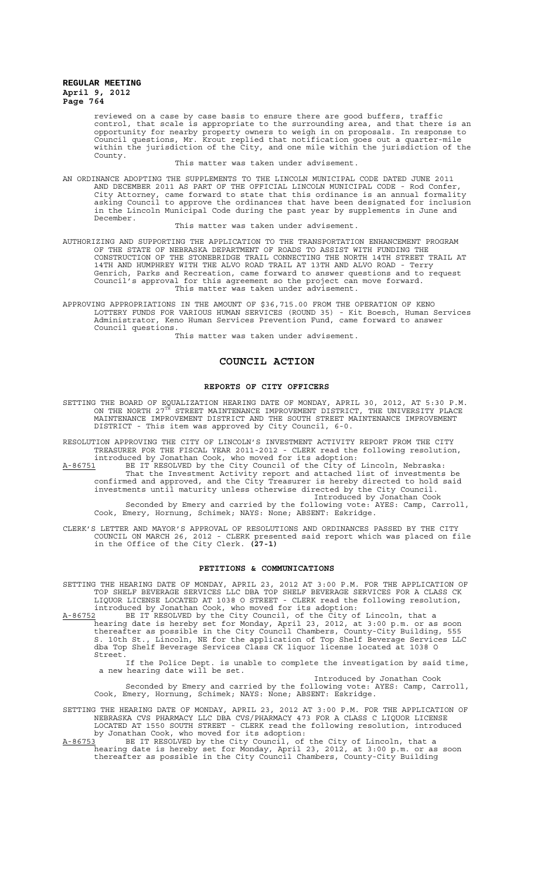reviewed on a case by case basis to ensure there are good buffers, traffic control, that scale is appropriate to the surrounding area, and that there is an opportunity for nearby property owners to weigh in on proposals. In response to Council questions, Mr. Krout replied that notification goes out a quarter-mile within the jurisdiction of the City, and one mile within the jurisdiction of the County.

This matter was taken under advisement.

AN ORDINANCE ADOPTING THE SUPPLEMENTS TO THE LINCOLN MUNICIPAL CODE DATED JUNE 2011 AND DECEMBER 2011 AS PART OF THE OFFICIAL LINCOLN MUNICIPAL CODE - Rod Confer, City Attorney, came forward to state that this ordinance is an annual formality asking Council to approve the ordinances that have been designated for inclusion in the Lincoln Municipal Code during the past year by supplements in June and December.

This matter was taken under advisement.

AUTHORIZING AND SUPPORTING THE APPLICATION TO THE TRANSPORTATION ENHANCEMENT PROGRAM OF THE STATE OF NEBRASKA DEPARTMENT OF ROADS TO ASSIST WITH FUNDING THE CONSTRUCTION OF THE STONEBRIDGE TRAIL CONNECTING THE NORTH 14TH STREET TRAIL AT 14TH AND HUMPHREY WITH THE ALVO ROAD TRAIL AT 13TH AND ALVO ROAD - Terry Genrich, Parks and Recreation, came forward to answer questions and to request Council's approval for this agreement so the project can move forward.

This matter was taken under advisement.

APPROVING APPROPRIATIONS IN THE AMOUNT OF $36,715.00 FROM THE OPERATION OF KENO LOTTERY FUNDS FOR VARIOUS HUMAN SERVICES (ROUND 35) - Kit Boesch, Human Services Administrator, Keno Human Services Prevention Fund, came forward to answer Council questions.

This matter was taken under advisement.

# COUNCIL ACTION

## REPORTS OF CITY OFFICERS

SETTING THE BOARD OF EQUALIZATION HEARING DATE OF MONDAY, APRIL 30, 2012, AT 5:30 P.M. ON THE NORTH 27TH STREET MAINTENANCE IMPROVEMENT DISTRICT, THE UNIVERSITY PLACE MAINTENANCE IMPROVEMENT DISTRICT AND THE SOUTH STREET MAINTENANCE IMPROVEMENT DISTRICT - This item was approved by City Council, 6-0.

RESOLUTION APPROVING THE CITY OF LINCOLN'S INVESTMENT ACTIVITY REPORT FROM THE CITY TREASURER FOR THE FISCAL YEAR 2011-2012 - CLERK read the following resolution, introduced by Jonathan Cook, who moved for its adoption:

A-86751 BE IT RESOLVED by the City Council of the City of Lincoln, Nebraska:

That the Investment Activity report and attached list of investments be confirmed and approved, and the City Treasurer is hereby directed to hold said investments until maturity unless otherwise directed by the City Council.

Introduced by Jonathan Cook

Seconded by Emery and carried by the following vote: AYES: Camp, Carroll, Cook, Emery, Hornung, Schimek; NAYS: None; ABSENT: Eskridge.

CLERK'S LETTER AND MAYOR'S APPROVAL OF RESOLUTIONS AND ORDINANCES PASSED BY THE CITY COUNCIL ON MARCH 26, 2012 - CLERK presented said report which was placed on file in the Office of the City Clerk. **(27-1)**

## PETITIONS & COMMUNICATIONS

SETTING THE HEARING DATE OF MONDAY, APRIL 23, 2012 AT 3:00 P.M. FOR THE APPLICATION OF TOP SHELF BEVERAGE SERVICES LLC DBA TOP SHELF BEVERAGE SERVICES FOR A CLASS CK LIQUOR LICENSE LOCATED AT 1038 O STREET - CLERK read the following resolution, introduced by Jonathan Cook, who moved for its adoption:

A-86752 BE IT RESOLVED by the City Council, of the City of Lincoln, that a hearing date is hereby set for Monday, April 23, 2012, at 3:00 p.m. or as soon thereafter as possible in the City Council Chambers, County-City Building, 555 S. 10th St., Lincoln, NE for the application of Top Shelf Beverage Services LLC dba Top Shelf Beverage Services Class CK liquor license located at 1038 O Street.

If the Police Dept. is unable to complete the investigation by said time, a new hearing date will be set.

Introduced by Jonathan Cook

Seconded by Emery and carried by the following vote: AYES: Camp, Carroll, Cook, Emery, Hornung, Schimek; NAYS: None; ABSENT: Eskridge.

SETTING THE HEARING DATE OF MONDAY, APRIL 23, 2012 AT 3:00 P.M. FOR THE APPLICATION OF NEBRASKA CVS PHARMACY LLC DBA CVS/PHARMACY 473 FOR A CLASS C LIQUOR LICENSE LOCATED AT 1550 SOUTH STREET - CLERK read the following resolution, introduced by Jonathan Cook, who moved for its adoption:

A-86753 BE IT RESOLVED by the City Council, of the City of Lincoln, that a hearing date is hereby set for Monday, April 23, 2012, at 3:00 p.m. or as soon thereafter as possible in the City Council Chambers, County-City Building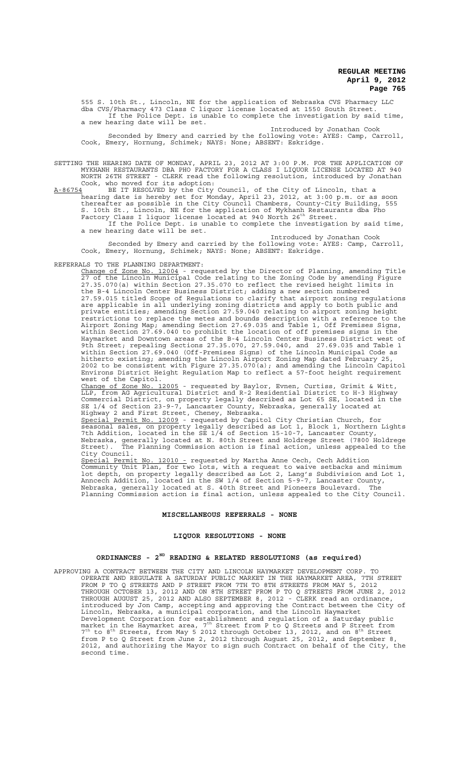555 S. 10th St., Lincoln, NE for the application of Nebraska CVS Pharmacy LLC dba CVS/Pharmacy 473 Class C liquor license located at 1550 South Street.

If the Police Dept. is unable to complete the investigation by said time, a new hearing date will be set.

Introduced by Jonathan Cook

Seconded by Emery and carried by the following vote: AYES: Camp, Carroll, Cook, Emery, Hornung, Schimek; NAYS: None; ABSENT: Eskridge.

SETTING THE HEARING DATE OF MONDAY, APRIL 23, 2012 AT 3:00 P.M. FOR THE APPLICATION OF MYKHANH RESTAURANTS DBA PHO FACTORY FOR A CLASS I LIQUOR LICENSE LOCATED AT 940 NORTH 26TH STREET - CLERK read the following resolution, introduced by Jonathan Cook, who moved for its adoption:

A-86754 BE IT RESOLVED by the City Council, of the City of Lincoln, that a hearing date is hereby set for Monday, April 23, 2012, at 3:00 p.m. or as soon thereafter as possible in the City Council Chambers, County-City Building, 555 S. 10th St., Lincoln, NE for the application of Mykhanh Restaurants dba Pho Factory Class I liquor license located at 940 North 26th Street.

If the Police Dept. is unable to complete the investigation by said time, a new hearing date will be set.

Introduced by Jonathan Cook

Seconded by Emery and carried by the following vote: AYES: Camp, Carroll, Cook, Emery, Hornung, Schimek; NAYS: None; ABSENT: Eskridge.

REFERRALS TO THE PLANNING DEPARTMENT:

Change of Zone No. 12004 - requested by the Director of Planning, amending Title 27 of the Lincoln Municipal Code relating to the Zoning Code by amending Figure 27.35.070(a) within Section 27.35.070 to reflect the revised height limits in the B-4 Lincoln Center Business District; adding a new section numbered 27.59.015 titled Scope of Regulations to clarify that airport zoning regulations are applicable in all underlying zoning districts and apply to both public and private entities; amending Section 27.59.040 relating to airport zoning height restrictions to replace the metes and bounds description with a reference to the Airport Zoning Map; amending Section 27.69.035 and Table 1, Off Premises Signs, within Section 27.69.040 to prohibit the location of off premises signs in the Haymarket and Downtown areas of the B-4 Lincoln Center Business District west of 9th Street; repealing Sections 27.35.070, 27.59.040, and 27.69.035 and Table 1 within Section 27.69.040 (Off-Premises Signs) of the Lincoln Municipal Code as hitherto existing; amending the Lincoln Airport Zoning Map dated February 25, 2002 to be consistent with Figure 27.35.070(a); and amending the Lincoln Capitol Environs District Height Regulation Map to reflect a 57-foot height requirement west of the Capitol.

Change of Zone No. 12005 - requested by Baylor, Evnen, Curtiss, Grimit & Witt, LLP, from AG Agricultural District and R-2 Residential District to H-3 Highway Commercial District, on property legally described as Lot 65 SE, located in the SE 1/4 of Section 23-9-7, Lancaster County, Nebraska, generally located at Highway 2 and First Street, Cheney, Nebraska.

Special Permit No. 12009 - requested by Capitol City Christian Church, for seasonal sales, on property legally described as Lot 1, Block 1, Northern Lights 7th Addition, located in the SE 1/4 of Section 15-10-7, Lancaster County, Nebraska, generally located at N. 80th Street and Holdrege Street (7800 Holdrege Street). The Planning Commission action is final action, unless appealed to the City Council.

Special Permit No. 12010 - requested by Martha Anne Cech, Cech Addition Community Unit Plan, for two lots, with a request to waive setbacks and minimum lot depth, on property legally described as Lot 2, Lang's Subdivision and Lot 1, Anncech Addition, located in the SW 1/4 of Section 5-9-7, Lancaster County, Nebraska, generally located at S. 40th Street and Pioneers Boulevard. The Planning Commission action is final action, unless appealed to the City Council.

## MISCELLANEOUS REFERRALS - NONE

## LIQUOR RESOLUTIONS - NONE

## ORDINANCES - 2ND READING & RELATED RESOLUTIONS (as required)

APPROVING A CONTRACT BETWEEN THE CITY AND LINCOLN HAYMARKET DEVELOPMENT CORP. TO OPERATE AND REGULATE A SATURDAY PUBLIC MARKET IN THE HAYMARKET AREA, 7TH STREET FROM P TO Q STREETS AND P STREET FROM 7TH TO 8TH STREETS FROM MAY 5, 2012 THROUGH OCTOBER 13, 2012 AND ON 8TH STREET FROM P TO Q STREETS FROM JUNE 2, 2012 THROUGH AUGUST 25, 2012 AND ALSO SEPTEMBER 8, 2012 - CLERK read an ordinance, introduced by Jon Camp, accepting and approving the Contract between the City of Lincoln, Nebraska, a municipal corporation, and the Lincoln Haymarket Development Corporation for establishment and regulation of a Saturday public market in the Haymarket area, 7th Street from P to Q Streets and P Street from 7th to 8th Streets, from May 5 2012 through October 13, 2012, and on 8th Street from P to Q Street from June 2, 2012 through August 25, 2012, and September 8, 2012, and authorizing the Mayor to sign such Contract on behalf of the City, the second time.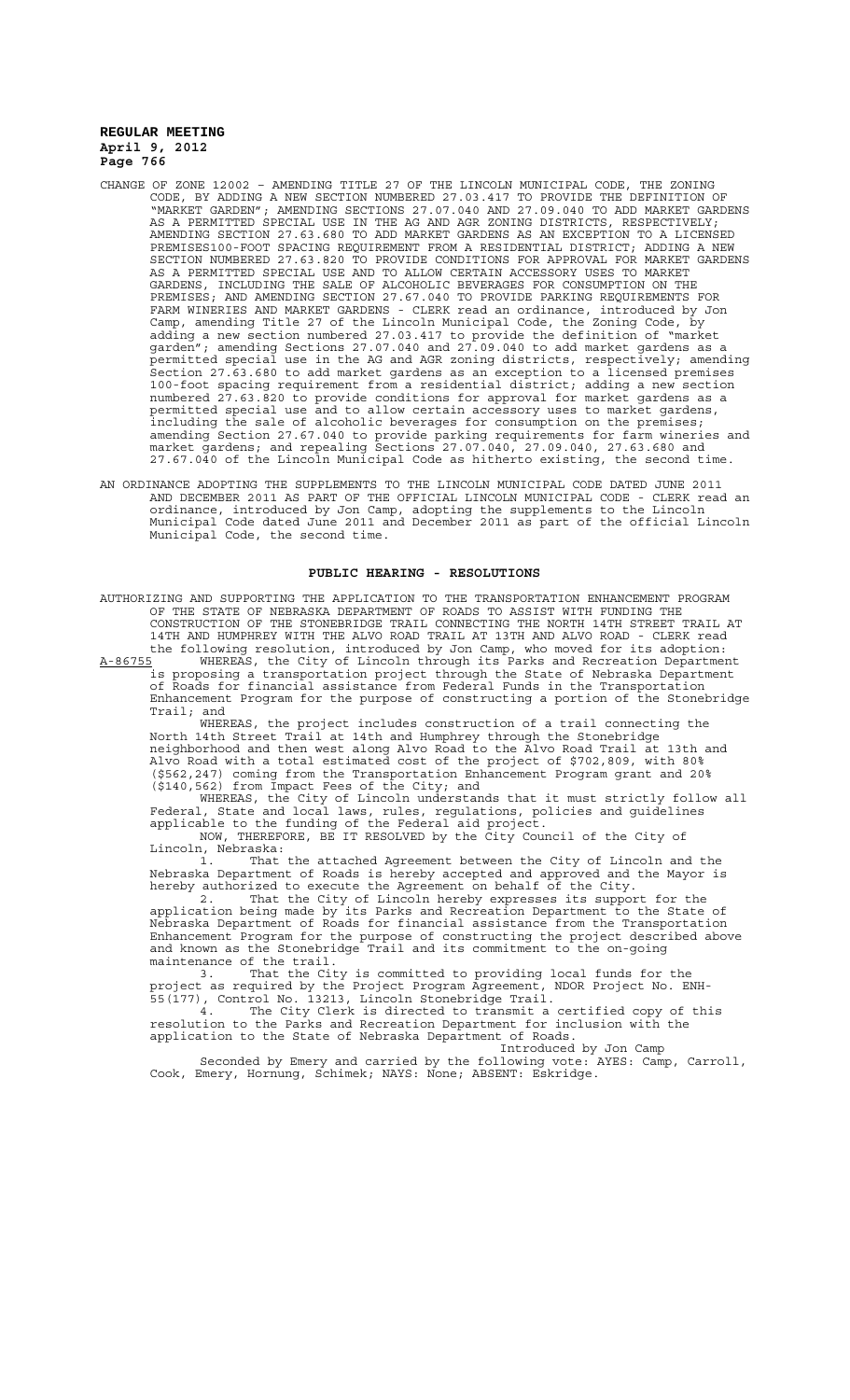CHANGE OF ZONE 12002 – AMENDING TITLE 27 OF THE LINCOLN MUNICIPAL CODE, THE ZONING CODE, BY ADDING A NEW SECTION NUMBERED 27.03.417 TO PROVIDE THE DEFINITION OF "MARKET GARDEN"; AMENDING SECTIONS 27.07.040 AND 27.09.040 TO ADD MARKET GARDENS AS A PERMITTED SPECIAL USE IN THE AG AND AGR ZONING DISTRICTS, RESPECTIVELY; AMENDING SECTION 27.63.680 TO ADD MARKET GARDENS AS AN EXCEPTION TO A LICENSED PREMISES100-FOOT SPACING REQUIREMENT FROM A RESIDENTIAL DISTRICT; ADDING A NEW SECTION NUMBERED 27.63.820 TO PROVIDE CONDITIONS FOR APPROVAL FOR MARKET GARDENS AS A PERMITTED SPECIAL USE AND TO ALLOW CERTAIN ACCESSORY USES TO MARKET GARDENS, INCLUDING THE SALE OF ALCOHOLIC BEVERAGES FOR CONSUMPTION ON THE PREMISES; AND AMENDING SECTION 27.67.040 TO PROVIDE PARKING REQUIREMENTS FOR FARM WINERIES AND MARKET GARDENS - CLERK read an ordinance, introduced by Jon Camp, amending Title 27 of the Lincoln Municipal Code, the Zoning Code, by adding a new section numbered 27.03.417 to provide the definition of "market garden"; amending Sections 27.07.040 and 27.09.040 to add market gardens as a permitted special use in the AG and AGR zoning districts, respectively; amending Section 27.63.680 to add market gardens as an exception to a licensed premises 100-foot spacing requirement from a residential district; adding a new section numbered 27.63.820 to provide conditions for approval for market gardens as a permitted special use and to allow certain accessory uses to market gardens, including the sale of alcoholic beverages for consumption on the premises; amending Section 27.67.040 to provide parking requirements for farm wineries and market gardens; and repealing Sections 27.07.040, 27.09.040, 27.63.680 and 27.67.040 of the Lincoln Municipal Code as hitherto existing, the second time.

AN ORDINANCE ADOPTING THE SUPPLEMENTS TO THE LINCOLN MUNICIPAL CODE DATED JUNE 2011 AND DECEMBER 2011 AS PART OF THE OFFICIAL LINCOLN MUNICIPAL CODE - CLERK read an ordinance, introduced by Jon Camp, adopting the supplements to the Lincoln Municipal Code dated June 2011 and December 2011 as part of the official Lincoln Municipal Code, the second time.

## PUBLIC HEARING - RESOLUTIONS

AUTHORIZING AND SUPPORTING THE APPLICATION TO THE TRANSPORTATION ENHANCEMENT PROGRAM OF THE STATE OF NEBRASKA DEPARTMENT OF ROADS TO ASSIST WITH FUNDING THE CONSTRUCTION OF THE STONEBRIDGE TRAIL CONNECTING THE NORTH 14TH STREET TRAIL AT 14TH AND HUMPHREY WITH THE ALVO ROAD TRAIL AT 13TH AND ALVO ROAD - CLERK read the following resolution, introduced by Jon Camp, who moved for its adoption:

A-86755 WHEREAS, the City of Lincoln through its Parks and Recreation Department is proposing a transportation project through the State of Nebraska Department of Roads for financial assistance from Federal Funds in the Transportation Enhancement Program for the purpose of constructing a portion of the Stonebridge Trail; and

WHEREAS, the project includes construction of a trail connecting the North 14th Street Trail at 14th and Humphrey through the Stonebridge neighborhood and then west along Alvo Road to the Alvo Road Trail at 13th and Alvo Road with a total estimated cost of the project of $702,809, with 80% ($562,247) coming from the Transportation Enhancement Program grant and 20% ($140,562) from Impact Fees of the City; and

WHEREAS, the City of Lincoln understands that it must strictly follow all Federal, State and local laws, rules, regulations, policies and guidelines applicable to the funding of the Federal aid project.

NOW, THEREFORE, BE IT RESOLVED by the City Council of the City of Lincoln, Nebraska:

1. That the attached Agreement between the City of Lincoln and the Nebraska Department of Roads is hereby accepted and approved and the Mayor is hereby authorized to execute the Agreement on behalf of the City.

2. That the City of Lincoln hereby expresses its support for the application being made by its Parks and Recreation Department to the State of Nebraska Department of Roads for financial assistance from the Transportation Enhancement Program for the purpose of constructing the project described above and known as the Stonebridge Trail and its commitment to the on-going maintenance of the trail.

3. That the City is committed to providing local funds for the project as required by the Project Program Agreement, NDOR Project No. ENH-55(177), Control No. 13213, Lincoln Stonebridge Trail.

4. The City Clerk is directed to transmit a certified copy of this resolution to the Parks and Recreation Department for inclusion with the application to the State of Nebraska Department of Roads.

Introduced by Jon Camp

Seconded by Emery and carried by the following vote: AYES: Camp, Carroll, Cook, Emery, Hornung, Schimek; NAYS: None; ABSENT: Eskridge.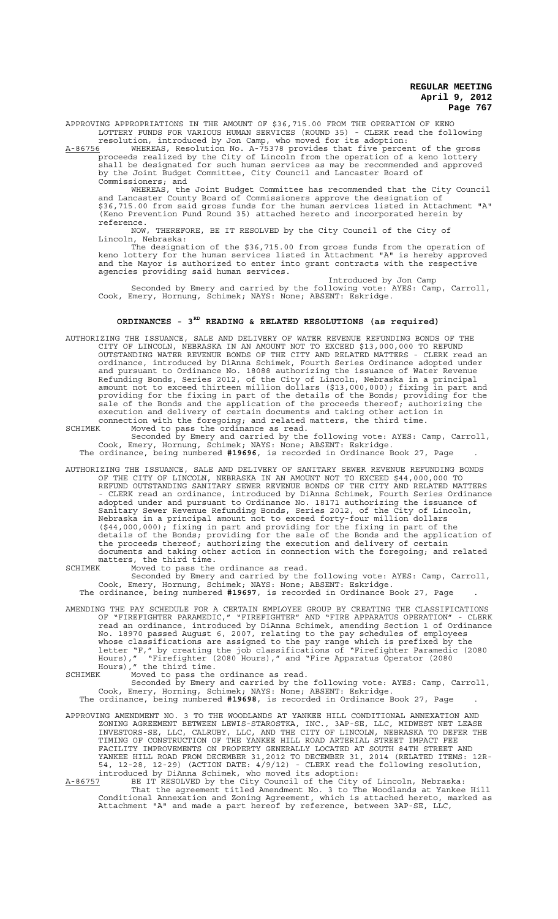APPROVING APPROPRIATIONS IN THE AMOUNT OF $36,715.00 FROM THE OPERATION OF KENO LOTTERY FUNDS FOR VARIOUS HUMAN SERVICES (ROUND 35) - CLERK read the following resolution, introduced by Jon Camp, who moved for its adoption:

A-86756 WHEREAS, Resolution No. A-75378 provides that five percent of the gross proceeds realized by the City of Lincoln from the operation of a keno lottery shall be designated for such human services as may be recommended and approved by the Joint Budget Committee, City Council and Lancaster Board of Commissioners; and

WHEREAS, the Joint Budget Committee has recommended that the City Council and Lancaster County Board of Commissioners approve the designation of $36,715.00 from said gross funds for the human services listed in Attachment "A" (Keno Prevention Fund Round 35) attached hereto and incorporated herein by reference.

NOW, THEREFORE, BE IT RESOLVED by the City Council of the City of Lincoln, Nebraska:

The designation of the $36,715.00 from gross funds from the operation of keno lottery for the human services listed in Attachment "A" is hereby approved and the Mayor is authorized to enter into grant contracts with the respective agencies providing said human services.

Introduced by Jon Camp

Seconded by Emery and carried by the following vote: AYES: Camp, Carroll, Cook, Emery, Hornung, Schimek; NAYS: None; ABSENT: Eskridge.

## ORDINANCES - 3RD READING & RELATED RESOLUTIONS (as required)

AUTHORIZING THE ISSUANCE, SALE AND DELIVERY OF WATER REVENUE REFUNDING BONDS OF THE CITY OF LINCOLN, NEBRASKA IN AN AMOUNT NOT TO EXCEED $13,000,000 TO REFUND OUTSTANDING WATER REVENUE BONDS OF THE CITY AND RELATED MATTERS - CLERK read an ordinance, introduced by DiAnna Schimek, Fourth Series Ordinance adopted under and pursuant to Ordinance No. 18088 authorizing the issuance of Water Revenue Refunding Bonds, Series 2012, of the City of Lincoln, Nebraska in a principal amount not to exceed thirteen million dollars ($13,000,000); fixing in part and providing for the fixing in part of the details of the Bonds; providing for the sale of the Bonds and the application of the proceeds thereof; authorizing the execution and delivery of certain documents and taking other action in connection with the foregoing; and related matters, the third time.

SCHIMEK Moved to pass the ordinance as read.

Seconded by Emery and carried by the following vote: AYES: Camp, Carroll, Cook, Emery, Hornung, Schimek; NAYS: None; ABSENT: Eskridge.

The ordinance, being numbered **#19696**, is recorded in Ordinance Book 27, Page .

AUTHORIZING THE ISSUANCE, SALE AND DELIVERY OF SANITARY SEWER REVENUE REFUNDING BONDS OF THE CITY OF LINCOLN, NEBRASKA IN AN AMOUNT NOT TO EXCEED $44,000,000 TO REFUND OUTSTANDING SANITARY SEWER REVENUE BONDS OF THE CITY AND RELATED MATTERS - CLERK read an ordinance, introduced by DiAnna Schimek, Fourth Series Ordinance adopted under and pursuant to Ordinance No. 18171 authorizing the issuance of Sanitary Sewer Revenue Refunding Bonds, Series 2012, of the City of Lincoln, Nebraska in a principal amount not to exceed forty-four million dollars ($44,000,000); fixing in part and providing for the fixing in part of the details of the Bonds; providing for the sale of the Bonds and the application of the proceeds thereof; authorizing the execution and delivery of certain documents and taking other action in connection with the foregoing; and related matters, the third time.

SCHIMEK Moved to pass the ordinance as read.

Seconded by Emery and carried by the following vote: AYES: Camp, Carroll, Cook, Emery, Hornung, Schimek; NAYS: None; ABSENT: Eskridge.

The ordinance, being numbered **#19697**, is recorded in Ordinance Book 27, Page .

AMENDING THE PAY SCHEDULE FOR A CERTAIN EMPLOYEE GROUP BY CREATING THE CLASSIFICATIONS OF "FIREFIGHTER PARAMEDIC," "FIREFIGHTER" AND "FIRE APPARATUS OPERATION" - CLERK read an ordinance, introduced by DiAnna Schimek, amending Section 1 of Ordinance No. 18970 passed August 6, 2007, relating to the pay schedules of employees whose classifications are assigned to the pay range which is prefixed by the letter "F," by creating the job classifications of "Firefighter Paramedic (2080 Hours)," "Firefighter (2080 Hours)," and "Fire Apparatus Operator (2080 Hours)," the third time.

SCHIMEK Moved to pass the ordinance as read.

Seconded by Emery and carried by the following vote: AYES: Camp, Carroll, Cook, Emery, Horning, Schimek; NAYS: None; ABSENT: Eskridge.

The ordinance, being numbered **#19698**, is recorded in Ordinance Book 27, Page .

APPROVING AMENDMENT NO. 3 TO THE WOODLANDS AT YANKEE HILL CONDITIONAL ANNEXATION AND ZONING AGREEMENT BETWEEN LEWIS-STAROSTKA, INC., 3AP-SE, LLC, MIDWEST NET LEASE INVESTORS-SE, LLC, CALRUBY, LLC, AND THE CITY OF LINCOLN, NEBRASKA TO DEFER THE TIMING OF CONSTRUCTION OF THE YANKEE HILL ROAD ARTERIAL STREET IMPACT FEE FACILITY IMPROVEMENTS ON PROPERTY GENERALLY LOCATED AT SOUTH 84TH STREET AND YANKEE HILL ROAD FROM DECEMBER 31,2012 TO DECEMBER 31, 2014 (RELATED ITEMS: 12R-54, 12-28, 12-29) (ACTION DATE: 4/9/12) - CLERK read the following resolution, introduced by DiAnna Schimek, who moved its adoption:

A-86757 BE IT RESOLVED by the City Council of the City of Lincoln, Nebraska:

That the agreement titled Amendment No. 3 to The Woodlands at Yankee Hill Conditional Annexation and Zoning Agreement, which is attached hereto, marked as Attachment "A" and made a part hereof by reference, between 3AP-SE, LLC,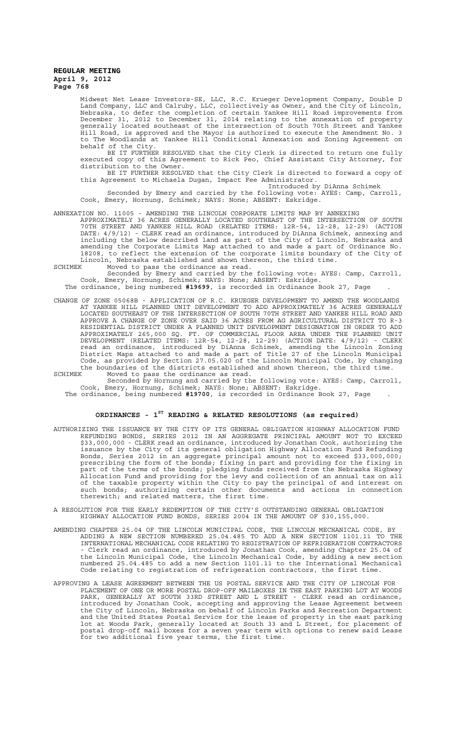Midwest Net Lease Investors-SE, LLC, R.C. Krueger Development Company, Double D Land Company, LLC and Calruby, LLC, collectively as Owner, and the City of Lincoln, Nebraska, to defer the completion of certain Yankee Hill Road improvements from December 31, 2012 to December 31, 2014 relating to the annexation of property generally located southeast of the intersection of South 70th Street and Yankee Hill Road, is approved and the Mayor is authorized to execute the Amendment No. 3 to The Woodlands at Yankee Hill Conditional Annexation and Zoning Agreement on behalf of the City.

BE IT FURTHER RESOLVED that the City Clerk is directed to return one fully executed copy of this Agreement to Rick Peo, Chief Assistant City Attorney, for distribution to the Owner.

BE IT FURTHER RESOLVED that the City Clerk is directed to forward a copy of this Agreement to Michaela Dugan, Impact Fee Administrator.

Introduced by DiAnna Schimek

Seconded by Emery and carried by the following vote: AYES: Camp, Carroll, Cook, Emery, Hornung, Schimek; NAYS: None; ABSENT: Eskridge.

ANNEXATION NO. 11005 - AMENDING THE LINCOLN CORPORATE LIMITS MAP BY ANNEXING APPROXIMATELY 36 ACRES GENERALLY LOCATED SOUTHEAST OF THE INTERSECTION OF SOUTH 70TH STREET AND YANKEE HILL ROAD (RELATED ITEMS: 12R-54, 12-28, 12-29) (ACTION DATE: 4/9/12) - CLERK read an ordinance, introduced by DiAnna Schimek, annexing and including the below described land as part of the City of Lincoln, Nebraska and amending the Corporate Limits Map attached to and made a part of Ordinance No. 18208, to reflect the extension of the corporate limits boundary of the City of Lincoln, Nebraska established and shown thereon, the third time.

SCHIMEK Moved to pass the ordinance as read.

Seconded by Emery and carried by the following vote: AYES: Camp, Carroll, Cook, Emery, Hornung, Schimek; NAYS: None; ABSENT: Eskridge.

The ordinance, being numbered **#19699**, is recorded in Ordinance Book 27, Page .

CHANGE OF ZONE 05068B - APPLICATION OF R.C. KRUEGER DEVELOPMENT TO AMEND THE WOODLANDS AT YANKEE HILL PLANNED UNIT DEVELOPMENT TO ADD APPROXIMATELY 36 ACRES GENERALLY LOCATED SOUTHEAST OF THE INTERSECTION OF SOUTH 70TH STREET AND YANKEE HILL ROAD AND APPROVE A CHANGE OF ZONE OVER SAID 36 ACRES FROM AG AGRICULTURAL DISTRICT TO R-3 RESIDENTIAL DISTRICT UNDER A PLANNED UNIT DEVELOPMENT DESIGNATION IN ORDER TO ADD APPROXIMATELY 265,000 SQ. FT. OF COMMERCIAL FLOOR AREA UNDER THE PLANNED UNIT DEVELOPMENT (RELATED ITEMS: 12R-54, 12-28, 12-29) (ACTION DATE: 4/9/12) - CLERK read an ordinance, introduced by DiAnna Schimek, amending the Lincoln Zoning District Maps attached to and made a part of Title 27 of the Lincoln Municipal Code, as provided by Section 27.05.020 of the Lincoln Municipal Code, by changing the boundaries of the districts established and shown thereon, the third time.

SCHIMEK Moved to pass the ordinance as read.

Seconded by Hornung and carried by the following vote: AYES: Camp, Carroll, Cook, Emery, Hornung, Schimek; NAYS: None; ABSENT: Eskridge.

The ordinance, being numbered **#19700**, is recorded in Ordinance Book 27, Page .

## ORDINANCES - 1ST READING & RELATED RESOLUTIONS (as required)

AUTHORIZING THE ISSUANCE BY THE CITY OF ITS GENERAL OBLIGATION HIGHWAY ALLOCATION FUND REFUNDING BONDS, SERIES 2012 IN AN AGGREGATE PRINCIPAL AMOUNT NOT TO EXCEED $33,000,000 - CLERK read an ordinance, introduced by Jonathan Cook, authorizing the issuance by the City of its general obligation Highway Allocation Fund Refunding Bonds, Series 2012 in an aggregate principal amount not to exceed $33,000,000; prescribing the form of the bonds; fixing in part and providing for the fixing in part of the terms of the bonds; pledging funds received from the Nebraska Highway Allocation Fund and providing for the levy and collection of an annual tax on all of the taxable property within the City to pay the principal of and interest on such bonds; authorizing certain other documents and actions in connection therewith; and related matters, the first time.

A RESOLUTION FOR THE EARLY REDEMPTION OF THE CITY'S OUTSTANDING GENERAL OBLIGATION HIGHWAY ALLOCATION FUND BONDS, SERIES 2004 IN THE AMOUNT OF $30,155,000.

AMENDING CHAPTER 25.04 OF THE LINCOLN MUNICIPAL CODE, THE LINCOLN MECHANICAL CODE, BY ADDING A NEW SECTION NUMBERED 25.04.485 TO ADD A NEW SECTION 1101.11 TO THE INTERNATIONAL MECHANICAL CODE RELATING TO REGISTRATION OF REFRIGERATION CONTRACTORS - Clerk read an ordinance, introduced by Jonathan Cook, amending Chapter 25.04 of the Lincoln Municipal Code, the Lincoln Mechanical Code, by adding a new section numbered 25.04.485 to add a new Section 1101.11 to the International Mechanical Code relating to registration of refrigeration contractors, the first time.

APPROVING A LEASE AGREEMENT BETWEEN THE US POSTAL SERVICE AND THE CITY OF LINCOLN FOR PLACEMENT OF ONE OR MORE POSTAL DROP-OFF MAILBOXES IN THE EAST PARKING LOT AT WOODS PARK, GENERALLY AT SOUTH 33RD STREET AND L STREET - CLERK read an ordinance, introduced by Jonathan Cook, accepting and approving the Lease Agreement between the City of Lincoln, Nebraska on behalf of Lincoln Parks and Recreation Department and the United States Postal Service for the lease of property in the east parking lot at Woods Park, generally located at South 33 and L Street, for placement of postal drop-off mail boxes for a seven year term with options to renew said Lease for two additional five year terms, the first time.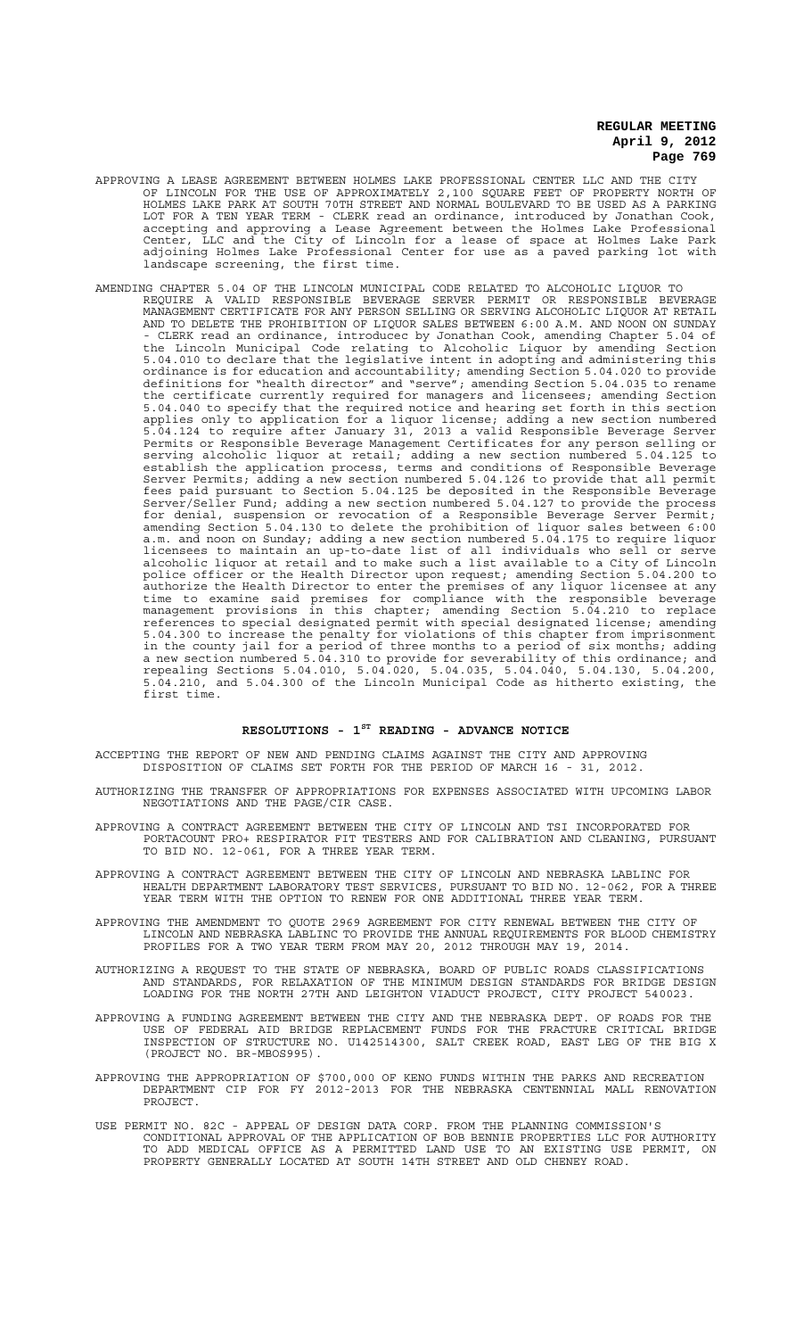APPROVING A LEASE AGREEMENT BETWEEN HOLMES LAKE PROFESSIONAL CENTER LLC AND THE CITY OF LINCOLN FOR THE USE OF APPROXIMATELY 2,100 SQUARE FEET OF PROPERTY NORTH OF HOLMES LAKE PARK AT SOUTH 70TH STREET AND NORMAL BOULEVARD TO BE USED AS A PARKING LOT FOR A TEN YEAR TERM - CLERK read an ordinance, introduced by Jonathan Cook, accepting and approving a Lease Agreement between the Holmes Lake Professional Center, LLC and the City of Lincoln for a lease of space at Holmes Lake Park adjoining Holmes Lake Professional Center for use as a paved parking lot with landscape screening, the first time.

AMENDING CHAPTER 5.04 OF THE LINCOLN MUNICIPAL CODE RELATED TO ALCOHOLIC LIQUOR TO REQUIRE A VALID RESPONSIBLE BEVERAGE SERVER PERMIT OR RESPONSIBLE BEVERAGE MANAGEMENT CERTIFICATE FOR ANY PERSON SELLING OR SERVING ALCOHOLIC LIQUOR AT RETAIL AND TO DELETE THE PROHIBITION OF LIQUOR SALES BETWEEN 6:00 A.M. AND NOON ON SUNDAY - CLERK read an ordinance, introducec by Jonathan Cook, amending Chapter 5.04 of the Lincoln Municipal Code relating to Alcoholic Liquor by amending Section 5.04.010 to declare that the legislative intent in adopting and administering this ordinance is for education and accountability; amending Section 5.04.020 to provide definitions for "health director" and "serve"; amending Section 5.04.035 to rename the certificate currently required for managers and licensees; amending Section 5.04.040 to specify that the required notice and hearing set forth in this section applies only to application for a liquor license; adding a new section numbered 5.04.124 to require after January 31, 2013 a valid Responsible Beverage Server Permits or Responsible Beverage Management Certificates for any person selling or serving alcoholic liquor at retail; adding a new section numbered 5.04.125 to establish the application process, terms and conditions of Responsible Beverage Server Permits; adding a new section numbered 5.04.126 to provide that all permit fees paid pursuant to Section 5.04.125 be deposited in the Responsible Beverage Server/Seller Fund; adding a new section numbered 5.04.127 to provide the process for denial, suspension or revocation of a Responsible Beverage Server Permit; amending Section 5.04.130 to delete the prohibition of liquor sales between 6:00 a.m. and noon on Sunday; adding a new section numbered 5.04.175 to require liquor licensees to maintain an up-to-date list of all individuals who sell or serve alcoholic liquor at retail and to make such a list available to a City of Lincoln police officer or the Health Director upon request; amending Section 5.04.200 to authorize the Health Director to enter the premises of any liquor licensee at any time to examine said premises for compliance with the responsible beverage management provisions in this chapter; amending Section 5.04.210 to replace references to special designated permit with special designated license; amending 5.04.300 to increase the penalty for violations of this chapter from imprisonment in the county jail for a period of three months to a period of six months; adding a new section numbered 5.04.310 to provide for severability of this ordinance; and repealing Sections 5.04.010, 5.04.020, 5.04.035, 5.04.040, 5.04.130, 5.04.200, 5.04.210, and 5.04.300 of the Lincoln Municipal Code as hitherto existing, the first time.

## RESOLUTIONS - 1ST READING - ADVANCE NOTICE

ACCEPTING THE REPORT OF NEW AND PENDING CLAIMS AGAINST THE CITY AND APPROVING DISPOSITION OF CLAIMS SET FORTH FOR THE PERIOD OF MARCH 16 - 31, 2012.

AUTHORIZING THE TRANSFER OF APPROPRIATIONS FOR EXPENSES ASSOCIATED WITH UPCOMING LABOR NEGOTIATIONS AND THE PAGE/CIR CASE.

APPROVING A CONTRACT AGREEMENT BETWEEN THE CITY OF LINCOLN AND TSI INCORPORATED FOR PORTACOUNT PRO+ RESPIRATOR FIT TESTERS AND FOR CALIBRATION AND CLEANING, PURSUANT TO BID NO. 12-061, FOR A THREE YEAR TERM.

APPROVING A CONTRACT AGREEMENT BETWEEN THE CITY OF LINCOLN AND NEBRASKA LABLINC FOR HEALTH DEPARTMENT LABORATORY TEST SERVICES, PURSUANT TO BID NO. 12-062, FOR A THREE YEAR TERM WITH THE OPTION TO RENEW FOR ONE ADDITIONAL THREE YEAR TERM.

APPROVING THE AMENDMENT TO QUOTE 2969 AGREEMENT FOR CITY RENEWAL BETWEEN THE CITY OF LINCOLN AND NEBRASKA LABLINC TO PROVIDE THE ANNUAL REQUIREMENTS FOR BLOOD CHEMISTRY PROFILES FOR A TWO YEAR TERM FROM MAY 20, 2012 THROUGH MAY 19, 2014.

AUTHORIZING A REQUEST TO THE STATE OF NEBRASKA, BOARD OF PUBLIC ROADS CLASSIFICATIONS AND STANDARDS, FOR RELAXATION OF THE MINIMUM DESIGN STANDARDS FOR BRIDGE DESIGN LOADING FOR THE NORTH 27TH AND LEIGHTON VIADUCT PROJECT, CITY PROJECT 540023.

APPROVING A FUNDING AGREEMENT BETWEEN THE CITY AND THE NEBRASKA DEPT. OF ROADS FOR THE USE OF FEDERAL AID BRIDGE REPLACEMENT FUNDS FOR THE FRACTURE CRITICAL BRIDGE INSPECTION OF STRUCTURE NO. U142514300, SALT CREEK ROAD, EAST LEG OF THE BIG X (PROJECT NO. BR-MBOS995).

APPROVING THE APPROPRIATION OF $700,000 OF KENO FUNDS WITHIN THE PARKS AND RECREATION DEPARTMENT CIP FOR FY 2012-2013 FOR THE NEBRASKA CENTENNIAL MALL RENOVATION PROJECT.

USE PERMIT NO. 82C - APPEAL OF DESIGN DATA CORP. FROM THE PLANNING COMMISSION'S CONDITIONAL APPROVAL OF THE APPLICATION OF BOB BENNIE PROPERTIES LLC FOR AUTHORITY TO ADD MEDICAL OFFICE AS A PERMITTED LAND USE TO AN EXISTING USE PERMIT, ON PROPERTY GENERALLY LOCATED AT SOUTH 14TH STREET AND OLD CHENEY ROAD.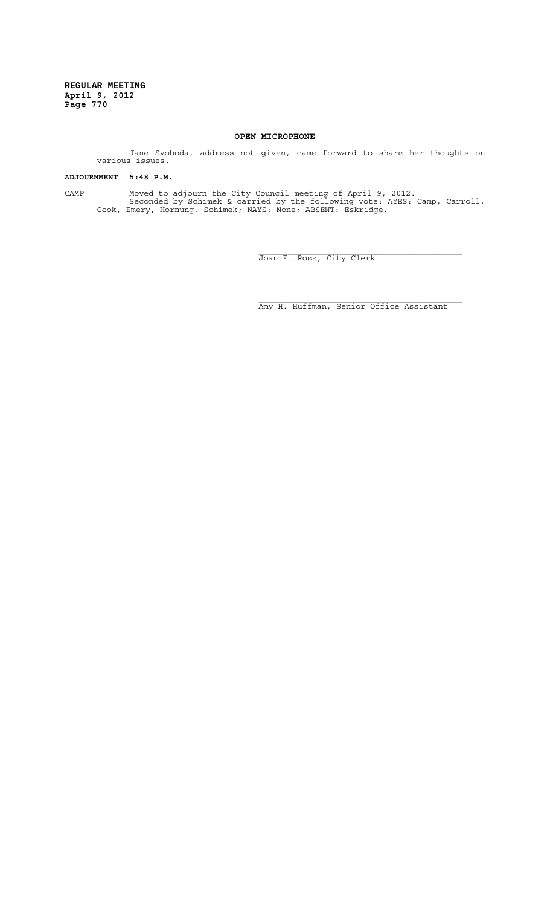## OPEN MICROPHONE

Jane Svoboda, address not given, came forward to share her thoughts on various issues.

**ADJOURNMENT 5:48 P.M.**

CAMP Moved to adjourn the City Council meeting of April 9, 2012.
Seconded by Schimek & carried by the following vote: AYES: Camp, Carroll, Cook, Emery, Hornung, Schimek; NAYS: None; ABSENT: Eskridge.

\_\_\_\_\_\_\_\_\_\_\_\_\_\_\_\_\_\_\_\_\_\_\_\_\_\_\_\_\_\_\_\_\_\_\_\_\_\_\_\_\_
Joan E. Ross, City Clerk

\_\_\_\_\_\_\_\_\_\_\_\_\_\_\_\_\_\_\_\_\_\_\_\_\_\_\_\_\_\_\_\_\_\_\_\_\_\_\_\_\_
Amy H. Huffman, Senior Office Assistant